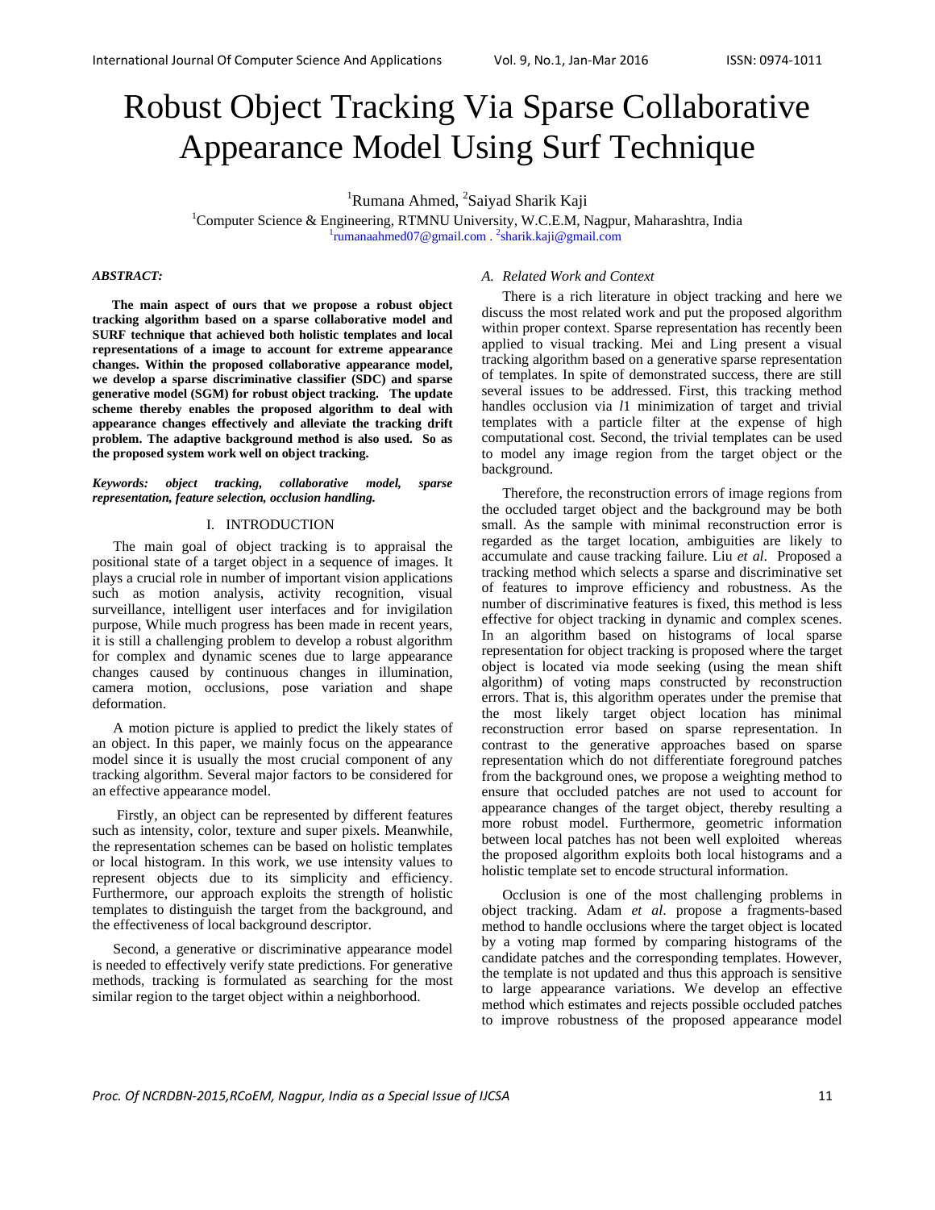# Robust Object Tracking Via Sparse Collaborative Appearance Model Using Surf Technique

[1]Rumana Ahmed, [2]Saiyad Sharik Kaji

[1]Computer Science & Engineering, RTMNU University, W.C.E.M, Nagpur, Maharashtra, India

[1]rumanaahmed07@gmail.com . [2]sharik.kaji@gmail.com

***ABSTRACT:***

**The main aspect of ours that we propose a robust object tracking algorithm based on a sparse collaborative model and SURF technique that achieved both holistic templates and local representations of a image to account for extreme appearance changes. Within the proposed collaborative appearance model, we develop a sparse discriminative classifier (SDC) and sparse generative model (SGM) for robust object tracking. The update scheme thereby enables the proposed algorithm to deal with appearance changes effectively and alleviate the tracking drift problem. The adaptive background method is also used. So as the proposed system work well on object tracking.**

***Keywords: object tracking, collaborative model, sparse representation, feature selection, occlusion handling.***

## I. INTRODUCTION

The main goal of object tracking is to appraisal the positional state of a target object in a sequence of images. It plays a crucial role in number of important vision applications such as motion analysis, activity recognition, visual surveillance, intelligent user interfaces and for invigilation purpose, While much progress has been made in recent years, it is still a challenging problem to develop a robust algorithm for complex and dynamic scenes due to large appearance changes caused by continuous changes in illumination, camera motion, occlusions, pose variation and shape deformation.

A motion picture is applied to predict the likely states of an object. In this paper, we mainly focus on the appearance model since it is usually the most crucial component of any tracking algorithm. Several major factors to be considered for an effective appearance model.

Firstly, an object can be represented by different features such as intensity, color, texture and super pixels. Meanwhile, the representation schemes can be based on holistic templates or local histogram. In this work, we use intensity values to represent objects due to its simplicity and efficiency. Furthermore, our approach exploits the strength of holistic templates to distinguish the target from the background, and the effectiveness of local background descriptor.

Second, a generative or discriminative appearance model is needed to effectively verify state predictions. For generative methods, tracking is formulated as searching for the most similar region to the target object within a neighborhood.

### *A. Related Work and Context*

There is a rich literature in object tracking and here we discuss the most related work and put the proposed algorithm within proper context. Sparse representation has recently been applied to visual tracking. Mei and Ling present a visual tracking algorithm based on a generative sparse representation of templates. In spite of demonstrated success, there are still several issues to be addressed. First, this tracking method handles occlusion via *l*1 minimization of target and trivial templates with a particle filter at the expense of high computational cost. Second, the trivial templates can be used to model any image region from the target object or the background.

Therefore, the reconstruction errors of image regions from the occluded target object and the background may be both small. As the sample with minimal reconstruction error is regarded as the target location, ambiguities are likely to accumulate and cause tracking failure. Liu *et al*. Proposed a tracking method which selects a sparse and discriminative set of features to improve efficiency and robustness. As the number of discriminative features is fixed, this method is less effective for object tracking in dynamic and complex scenes. In an algorithm based on histograms of local sparse representation for object tracking is proposed where the target object is located via mode seeking (using the mean shift algorithm) of voting maps constructed by reconstruction errors. That is, this algorithm operates under the premise that the most likely target object location has minimal reconstruction error based on sparse representation. In contrast to the generative approaches based on sparse representation which do not differentiate foreground patches from the background ones, we propose a weighting method to ensure that occluded patches are not used to account for appearance changes of the target object, thereby resulting a more robust model. Furthermore, geometric information between local patches has not been well exploited whereas the proposed algorithm exploits both local histograms and a holistic template set to encode structural information.

Occlusion is one of the most challenging problems in object tracking. Adam *et al*. propose a fragments-based method to handle occlusions where the target object is located by a voting map formed by comparing histograms of the candidate patches and the corresponding templates. However, the template is not updated and thus this approach is sensitive to large appearance variations. We develop an effective method which estimates and rejects possible occluded patches to improve robustness of the proposed appearance model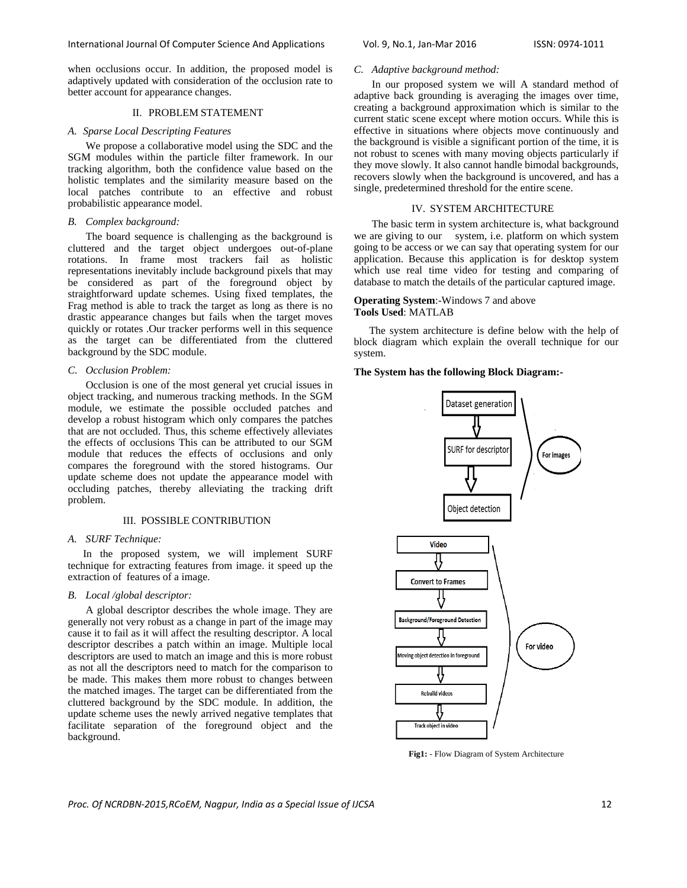when occlusions occur. In addition, the proposed model is adaptively updated with consideration of the occlusion rate to better account for appearance changes.

## II. PROBLEM STATEMENT

### *A. Sparse Local Descripting Features*

We propose a collaborative model using the SDC and the SGM modules within the particle filter framework. In our tracking algorithm, both the confidence value based on the holistic templates and the similarity measure based on the local patches contribute to an effective and robust probabilistic appearance model.

### *B. Complex background:*

The board sequence is challenging as the background is cluttered and the target object undergoes out-of-plane rotations. In frame most trackers fail as holistic representations inevitably include background pixels that may be considered as part of the foreground object by straightforward update schemes. Using fixed templates, the Frag method is able to track the target as long as there is no drastic appearance changes but fails when the target moves quickly or rotates .Our tracker performs well in this sequence as the target can be differentiated from the cluttered background by the SDC module.

### *C. Occlusion Problem:*

Occlusion is one of the most general yet crucial issues in object tracking, and numerous tracking methods. In the SGM module, we estimate the possible occluded patches and develop a robust histogram which only compares the patches that are not occluded. Thus, this scheme effectively alleviates the effects of occlusions This can be attributed to our SGM module that reduces the effects of occlusions and only compares the foreground with the stored histograms. Our update scheme does not update the appearance model with occluding patches, thereby alleviating the tracking drift problem.

## III. POSSIBLE CONTRIBUTION

### *A. SURF Technique:*

In the proposed system, we will implement SURF technique for extracting features from image. it speed up the extraction of features of a image.

### *B. Local /global descriptor:*

A global descriptor describes the whole image. They are generally not very robust as a change in part of the image may cause it to fail as it will affect the resulting descriptor. A local descriptor describes a patch within an image. Multiple local descriptors are used to match an image and this is more robust as not all the descriptors need to match for the comparison to be made. This makes them more robust to changes between the matched images. The target can be differentiated from the cluttered background by the SDC module. In addition, the update scheme uses the newly arrived negative templates that facilitate separation of the foreground object and the background.

### *C. Adaptive background method:*

In our proposed system we will A standard method of adaptive back grounding is averaging the images over time, creating a background approximation which is similar to the current static scene except where motion occurs. While this is effective in situations where objects move continuously and the background is visible a significant portion of the time, it is not robust to scenes with many moving objects particularly if they move slowly. It also cannot handle bimodal backgrounds, recovers slowly when the background is uncovered, and has a single, predetermined threshold for the entire scene.

## IV. SYSTEM ARCHITECTURE

The basic term in system architecture is, what background we are giving to our system, i.e. platform on which system going to be access or we can say that operating system for our application. Because this application is for desktop system which use real time video for testing and comparing of database to match the details of the particular captured image.

**Operating System**:-Windows 7 and above
**Tools Used**: MATLAB

The system architecture is define below with the help of block diagram which explain the overall technique for our system.

**The System has the following Block Diagram:-**

For images: Dataset generation → SURF for descriptor → Object detection

For video: Video → Convert to Frames → Background/Foreground Detection → Moving object detection in foreground → Rebuild videos → Track object in video

**Fig1:** - Flow Diagram of System Architecture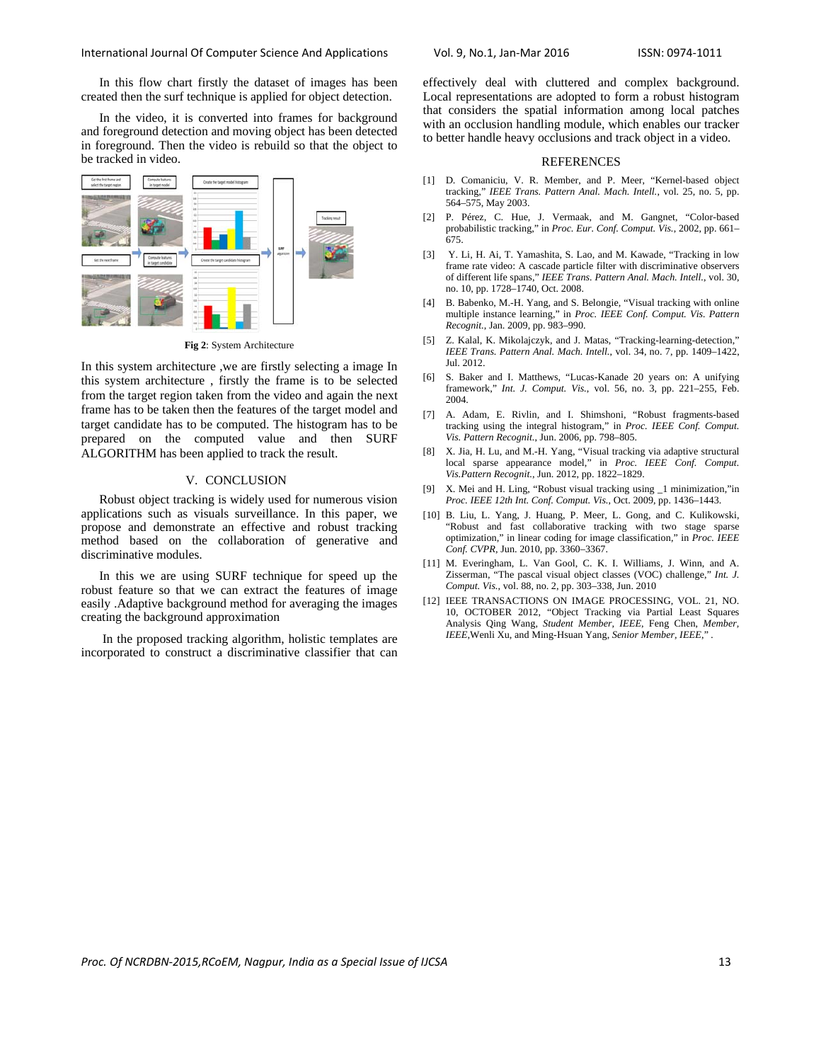In this flow chart firstly the dataset of images has been created then the surf technique is applied for object detection.

In the video, it is converted into frames for background and foreground detection and moving object has been detected in foreground. Then the video is rebuild so that the object to be tracked in video.

Get the first frame and select the target region

Compute features in target model

Create the target model histogram

Tracking result

SURF algorithm

Get the next frame

Compute features in target candidate

Create the target candidate histogram

**Fig 2**: System Architecture

In this system architecture ,we are firstly selecting a image In this system architecture , firstly the frame is to be selected from the target region taken from the video and again the next frame has to be taken then the features of the target model and target candidate has to be computed. The histogram has to be prepared on the computed value and then SURF ALGORITHM has been applied to track the result.

## V. CONCLUSION

Robust object tracking is widely used for numerous vision applications such as visuals surveillance. In this paper, we propose and demonstrate an effective and robust tracking method based on the collaboration of generative and discriminative modules.

In this we are using SURF technique for speed up the robust feature so that we can extract the features of image easily .Adaptive background method for averaging the images creating the background approximation

In the proposed tracking algorithm, holistic templates are incorporated to construct a discriminative classifier that can effectively deal with cluttered and complex background. Local representations are adopted to form a robust histogram that considers the spatial information among local patches with an occlusion handling module, which enables our tracker to better handle heavy occlusions and track object in a video.

## REFERENCES

[1] D. Comaniciu, V. R. Member, and P. Meer, "Kernel-based object tracking," *IEEE Trans. Pattern Anal. Mach. Intell.*, vol. 25, no. 5, pp. 564–575, May 2003.

[2] P. Pérez, C. Hue, J. Vermaak, and M. Gangnet, "Color-based probabilistic tracking," in *Proc. Eur. Conf. Comput. Vis.*, 2002, pp. 661–675.

[3] Y. Li, H. Ai, T. Yamashita, S. Lao, and M. Kawade, "Tracking in low frame rate video: A cascade particle filter with discriminative observers of different life spans," *IEEE Trans. Pattern Anal. Mach. Intell.*, vol. 30, no. 10, pp. 1728–1740, Oct. 2008.

[4] B. Babenko, M.-H. Yang, and S. Belongie, "Visual tracking with online multiple instance learning," in *Proc. IEEE Conf. Comput. Vis. Pattern Recognit.*, Jan. 2009, pp. 983–990.

[5] Z. Kalal, K. Mikolajczyk, and J. Matas, "Tracking-learning-detection," *IEEE Trans. Pattern Anal. Mach. Intell.*, vol. 34, no. 7, pp. 1409–1422, Jul. 2012.

[6] S. Baker and I. Matthews, "Lucas-Kanade 20 years on: A unifying framework," *Int. J. Comput. Vis.*, vol. 56, no. 3, pp. 221–255, Feb. 2004.

[7] A. Adam, E. Rivlin, and I. Shimshoni, "Robust fragments-based tracking using the integral histogram," in *Proc. IEEE Conf. Comput. Vis. Pattern Recognit.*, Jun. 2006, pp. 798–805.

[8] X. Jia, H. Lu, and M.-H. Yang, "Visual tracking via adaptive structural local sparse appearance model," in *Proc. IEEE Conf. Comput. Vis.Pattern Recognit.*, Jun. 2012, pp. 1822–1829.

[9] X. Mei and H. Ling, "Robust visual tracking using _1 minimization,"in *Proc. IEEE 12th Int. Conf. Comput. Vis.*, Oct. 2009, pp. 1436–1443.

[10] B. Liu, L. Yang, J. Huang, P. Meer, L. Gong, and C. Kulikowski, "Robust and fast collaborative tracking with two stage sparse optimization," in linear coding for image classification," in *Proc. IEEE Conf. CVPR*, Jun. 2010, pp. 3360–3367.

[11] M. Everingham, L. Van Gool, C. K. I. Williams, J. Winn, and A. Zisserman, "The pascal visual object classes (VOC) challenge," *Int. J. Comput. Vis.*, vol. 88, no. 2, pp. 303–338, Jun. 2010

[12] IEEE TRANSACTIONS ON IMAGE PROCESSING, VOL. 21, NO. 10, OCTOBER 2012, "Object Tracking via Partial Least Squares Analysis Qing Wang, *Student Member, IEEE*, Feng Chen, *Member, IEEE*,Wenli Xu, and Ming-Hsuan Yang, *Senior Member, IEEE*," .